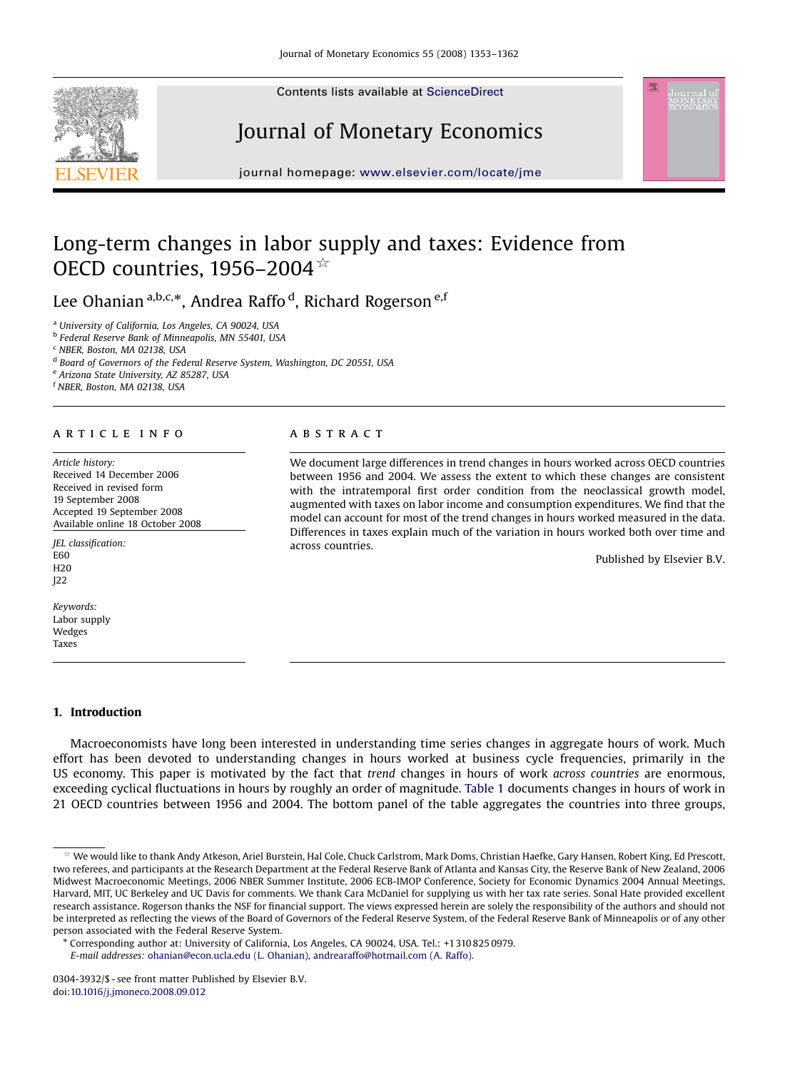Contents lists available at ScienceDirect

# Journal of Monetary Economics

journal homepage: www.elsevier.com/locate/jme

# Long-term changes in labor supply and taxes: Evidence from OECD countries, 1956–2004 ☆

Lee Ohanian [a,b,c,*], Andrea Raffo [d], Richard Rogerson [e,f]

[a] University of California, Los Angeles, CA 90024, USA
[b] Federal Reserve Bank of Minneapolis, MN 55401, USA
[c] NBER, Boston, MA 02138, USA
[d] Board of Governors of the Federal Reserve System, Washington, DC 20551, USA
[e] Arizona State University, AZ 85287, USA
[f] NBER, Boston, MA 02138, USA

## ARTICLE INFO

*Article history:*
Received 14 December 2006
Received in revised form 19 September 2008
Accepted 19 September 2008
Available online 18 October 2008

*JEL classification:*
E60
H20
J22

*Keywords:*
Labor supply
Wedges
Taxes

## ABSTRACT

We document large differences in trend changes in hours worked across OECD countries between 1956 and 2004. We assess the extent to which these changes are consistent with the intratemporal first order condition from the neoclassical growth model, augmented with taxes on labor income and consumption expenditures. We find that the model can account for most of the trend changes in hours worked measured in the data. Differences in taxes explain much of the variation in hours worked both over time and across countries.

Published by Elsevier B.V.

## 1. Introduction

Macroeconomists have long been interested in understanding time series changes in aggregate hours of work. Much effort has been devoted to understanding changes in hours worked at business cycle frequencies, primarily in the US economy. This paper is motivated by the fact that *trend* changes in hours of work *across countries* are enormous, exceeding cyclical fluctuations in hours by roughly an order of magnitude. Table 1 documents changes in hours of work in 21 OECD countries between 1956 and 2004. The bottom panel of the table aggregates the countries into three groups,

☆ We would like to thank Andy Atkeson, Ariel Burstein, Hal Cole, Chuck Carlstrom, Mark Doms, Christian Haefke, Gary Hansen, Robert King, Ed Prescott, two referees, and participants at the Research Department at the Federal Reserve Bank of Atlanta and Kansas City, the Reserve Bank of New Zealand, 2006 Midwest Macroeconomic Meetings, 2006 NBER Summer Institute, 2006 ECB-IMOP Conference, Society for Economic Dynamics 2004 Annual Meetings, Harvard, MIT, UC Berkeley and UC Davis for comments. We thank Cara McDaniel for supplying us with her tax rate series. Sonal Hate provided excellent research assistance. Rogerson thanks the NSF for financial support. The views expressed herein are solely the responsibility of the authors and should not be interpreted as reflecting the views of the Board of Governors of the Federal Reserve System, of the Federal Reserve Bank of Minneapolis or of any other person associated with the Federal Reserve System.

\* Corresponding author at: University of California, Los Angeles, CA 90024, USA. Tel.: +1 310 825 0979.
*E-mail addresses:* ohanian@econ.ucla.edu (L. Ohanian), andrearaffo@hotmail.com (A. Raffo).

0304-3932/$ - see front matter Published by Elsevier B.V.
doi:10.1016/j.jmoneco.2008.09.012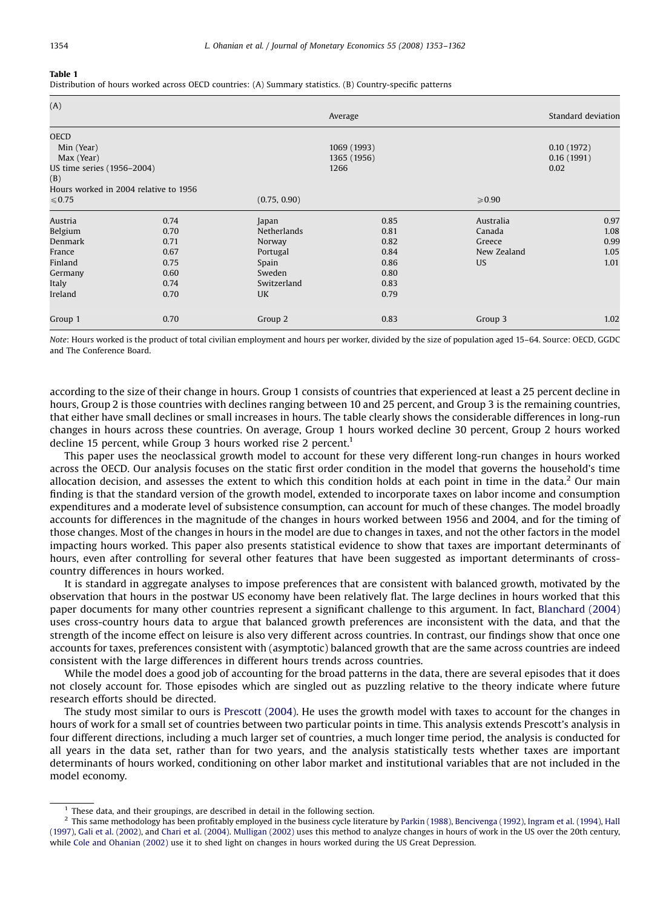**Table 1**
Distribution of hours worked across OECD countries: (A) Summary statistics. (B) Country-specific patterns

(A)

| | Average | Standard deviation |
|---|---|---|
| OECD | | |
| Min (Year) | 1069 (1993) | 0.10 (1972) |
| Max (Year) | 1365 (1956) | 0.16 (1991) |
| US time series (1956–2004) | 1266 | 0.02 |

(B)

Hours worked in 2004 relative to 1956

| $\leqslant 0.75$ | | (0.75, 0.90) | | $\geqslant 0.90$ | |
|---|---|---|---|---|---|
| Austria | 0.74 | Japan | 0.85 | Australia | 0.97 |
| Belgium | 0.70 | Netherlands | 0.81 | Canada | 1.08 |
| Denmark | 0.71 | Norway | 0.82 | Greece | 0.99 |
| France | 0.67 | Portugal | 0.84 | New Zealand | 1.05 |
| Finland | 0.75 | Spain | 0.86 | US | 1.01 |
| Germany | 0.60 | Sweden | 0.80 | | |
| Italy | 0.74 | Switzerland | 0.83 | | |
| Ireland | 0.70 | UK | 0.79 | | |
| Group 1 | 0.70 | Group 2 | 0.83 | Group 3 | 1.02 |

*Note*: Hours worked is the product of total civilian employment and hours per worker, divided by the size of population aged 15–64. Source: OECD, GGDC and The Conference Board.

according to the size of their change in hours. Group 1 consists of countries that experienced at least a 25 percent decline in hours, Group 2 is those countries with declines ranging between 10 and 25 percent, and Group 3 is the remaining countries, that either have small declines or small increases in hours. The table clearly shows the considerable differences in long-run changes in hours across these countries. On average, Group 1 hours worked decline 30 percent, Group 2 hours worked decline 15 percent, while Group 3 hours worked rise 2 percent.[1]

This paper uses the neoclassical growth model to account for these very different long-run changes in hours worked across the OECD. Our analysis focuses on the static first order condition in the model that governs the household's time allocation decision, and assesses the extent to which this condition holds at each point in time in the data.[2] Our main finding is that the standard version of the growth model, extended to incorporate taxes on labor income and consumption expenditures and a moderate level of subsistence consumption, can account for much of these changes. The model broadly accounts for differences in the magnitude of the changes in hours worked between 1956 and 2004, and for the timing of those changes. Most of the changes in hours in the model are due to changes in taxes, and not the other factors in the model impacting hours worked. This paper also presents statistical evidence to show that taxes are important determinants of hours, even after controlling for several other features that have been suggested as important determinants of cross-country differences in hours worked.

It is standard in aggregate analyses to impose preferences that are consistent with balanced growth, motivated by the observation that hours in the postwar US economy have been relatively flat. The large declines in hours worked that this paper documents for many other countries represent a significant challenge to this argument. In fact, Blanchard (2004) uses cross-country hours data to argue that balanced growth preferences are inconsistent with the data, and that the strength of the income effect on leisure is also very different across countries. In contrast, our findings show that once one accounts for taxes, preferences consistent with (asymptotic) balanced growth that are the same across countries are indeed consistent with the large differences in different hours trends across countries.

While the model does a good job of accounting for the broad patterns in the data, there are several episodes that it does not closely account for. Those episodes which are singled out as puzzling relative to the theory indicate where future research efforts should be directed.

The study most similar to ours is Prescott (2004). He uses the growth model with taxes to account for the changes in hours of work for a small set of countries between two particular points in time. This analysis extends Prescott's analysis in four different directions, including a much larger set of countries, a much longer time period, the analysis is conducted for all years in the data set, rather than for two years, and the analysis statistically tests whether taxes are important determinants of hours worked, conditioning on other labor market and institutional variables that are not included in the model economy.

---

[1] These data, and their groupings, are described in detail in the following section.

[2] This same methodology has been profitably employed in the business cycle literature by Parkin (1988), Bencivenga (1992), Ingram et al. (1994), Hall (1997), Gali et al. (2002), and Chari et al. (2004). Mulligan (2002) uses this method to analyze changes in hours of work in the US over the 20th century, while Cole and Ohanian (2002) use it to shed light on changes in hours worked during the US Great Depression.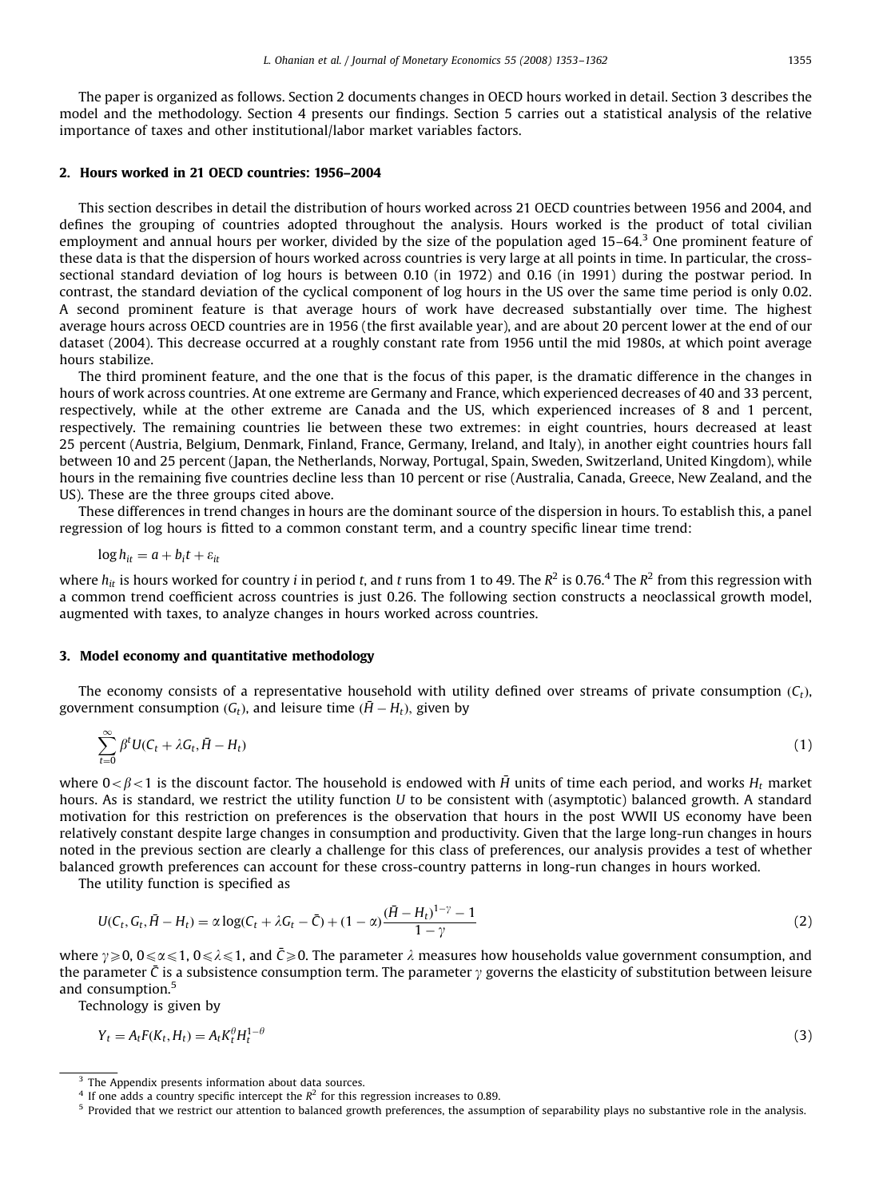The paper is organized as follows. Section 2 documents changes in OECD hours worked in detail. Section 3 describes the model and the methodology. Section 4 presents our findings. Section 5 carries out a statistical analysis of the relative importance of taxes and other institutional/labor market variables factors.

## 2. Hours worked in 21 OECD countries: 1956–2004

This section describes in detail the distribution of hours worked across 21 OECD countries between 1956 and 2004, and defines the grouping of countries adopted throughout the analysis. Hours worked is the product of total civilian employment and annual hours per worker, divided by the size of the population aged 15–64.[3] One prominent feature of these data is that the dispersion of hours worked across countries is very large at all points in time. In particular, the cross-sectional standard deviation of log hours is between 0.10 (in 1972) and 0.16 (in 1991) during the postwar period. In contrast, the standard deviation of the cyclical component of log hours in the US over the same time period is only 0.02. A second prominent feature is that average hours of work have decreased substantially over time. The highest average hours across OECD countries are in 1956 (the first available year), and are about 20 percent lower at the end of our dataset (2004). This decrease occurred at a roughly constant rate from 1956 until the mid 1980s, at which point average hours stabilize.

The third prominent feature, and the one that is the focus of this paper, is the dramatic difference in the changes in hours of work across countries. At one extreme are Germany and France, which experienced decreases of 40 and 33 percent, respectively, while at the other extreme are Canada and the US, which experienced increases of 8 and 1 percent, respectively. The remaining countries lie between these two extremes: in eight countries, hours decreased at least 25 percent (Austria, Belgium, Denmark, Finland, France, Germany, Ireland, and Italy), in another eight countries hours fall between 10 and 25 percent (Japan, the Netherlands, Norway, Portugal, Spain, Sweden, Switzerland, United Kingdom), while hours in the remaining five countries decline less than 10 percent or rise (Australia, Canada, Greece, New Zealand, and the US). These are the three groups cited above.

These differences in trend changes in hours are the dominant source of the dispersion in hours. To establish this, a panel regression of log hours is fitted to a common constant term, and a country specific linear time trend:

$$\log h_{it} = a + b_i t + \varepsilon_{it}$$

where $h_{it}$ is hours worked for country $i$ in period $t$, and $t$ runs from 1 to 49. The $R^2$ is 0.76.[4] The $R^2$ from this regression with a common trend coefficient across countries is just 0.26. The following section constructs a neoclassical growth model, augmented with taxes, to analyze changes in hours worked across countries.

## 3. Model economy and quantitative methodology

The economy consists of a representative household with utility defined over streams of private consumption ($C_t$), government consumption ($G_t$), and leisure time ($\bar{H} - H_t$), given by

$$\sum_{t=0}^{\infty} \beta^t U(C_t + \lambda G_t, \bar{H} - H_t) \tag{1}$$

where $0 < \beta < 1$ is the discount factor. The household is endowed with $\bar{H}$ units of time each period, and works $H_t$ market hours. As is standard, we restrict the utility function $U$ to be consistent with (asymptotic) balanced growth. A standard motivation for this restriction on preferences is the observation that hours in the post WWII US economy have been relatively constant despite large changes in consumption and productivity. Given that the large long-run changes in hours noted in the previous section are clearly a challenge for this class of preferences, our analysis provides a test of whether balanced growth preferences can account for these cross-country patterns in long-run changes in hours worked.

The utility function is specified as

$$U(C_t, G_t, \bar{H} - H_t) = \alpha \log(C_t + \lambda G_t - \bar{C}) + (1 - \alpha)\frac{(\bar{H} - H_t)^{1-\gamma} - 1}{1 - \gamma} \tag{2}$$

where $\gamma \geqslant 0$, $0 \leqslant \alpha \leqslant 1$, $0 \leqslant \lambda \leqslant 1$, and $\bar{C} \geqslant 0$. The parameter $\lambda$ measures how households value government consumption, and the parameter $\bar{C}$ is a subsistence consumption term. The parameter $\gamma$ governs the elasticity of substitution between leisure and consumption.[5]

Technology is given by

$$Y_t = A_t F(K_t, H_t) = A_t K_t^{\theta} H_t^{1-\theta} \tag{3}$$

---

[3] The Appendix presents information about data sources.

[4] If one adds a country specific intercept the $R^2$ for this regression increases to 0.89.

[5] Provided that we restrict our attention to balanced growth preferences, the assumption of separability plays no substantive role in the analysis.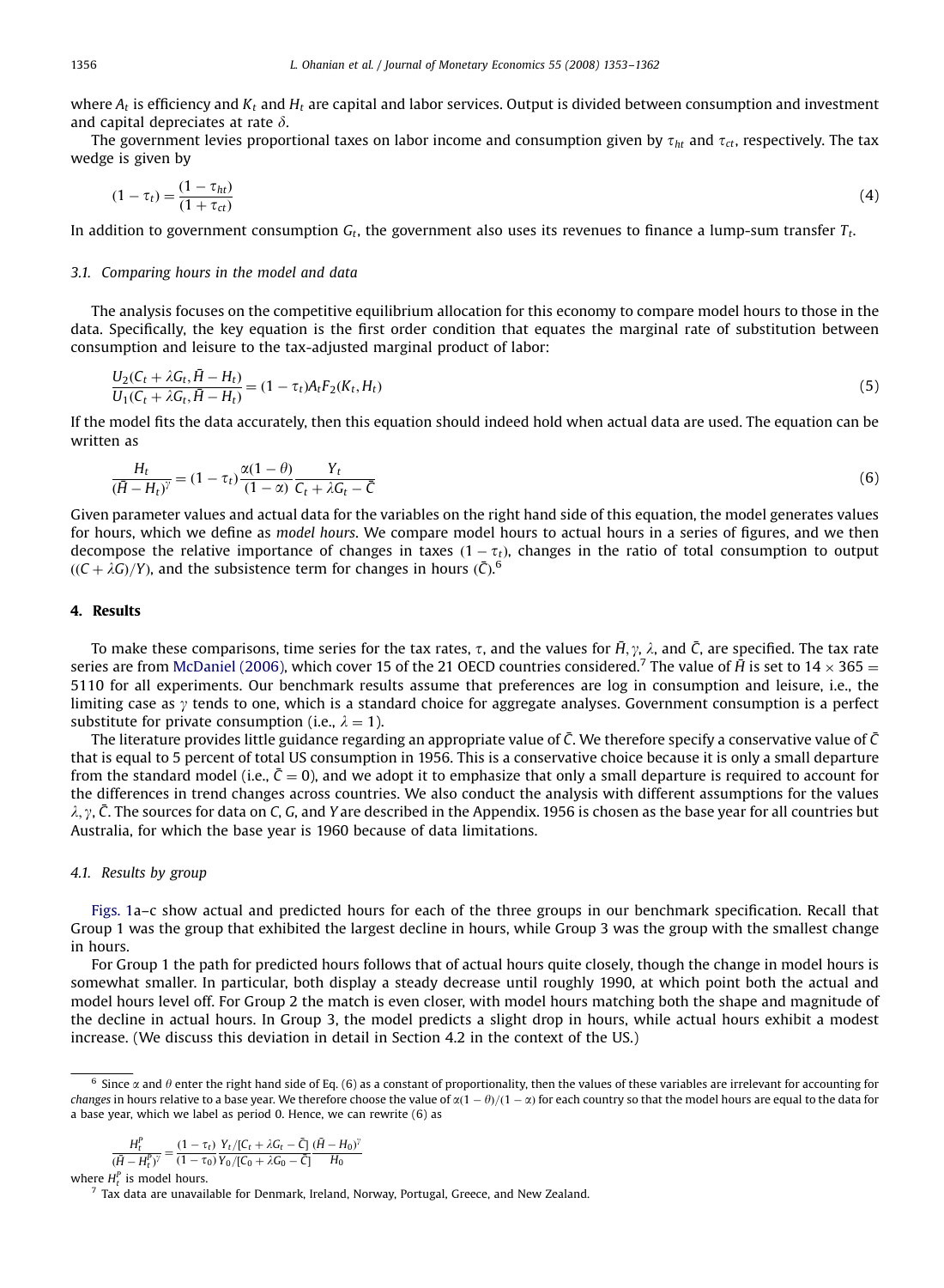where $A_t$ is efficiency and $K_t$ and $H_t$ are capital and labor services. Output is divided between consumption and investment and capital depreciates at rate $\delta$.

The government levies proportional taxes on labor income and consumption given by $\tau_{ht}$ and $\tau_{ct}$, respectively. The tax wedge is given by

$$(1 - \tau_t) = \frac{(1 - \tau_{ht})}{(1 + \tau_{ct})} \tag{4}$$

In addition to government consumption $G_t$, the government also uses its revenues to finance a lump-sum transfer $T_t$.

### 3.1. Comparing hours in the model and data

The analysis focuses on the competitive equilibrium allocation for this economy to compare model hours to those in the data. Specifically, the key equation is the first order condition that equates the marginal rate of substitution between consumption and leisure to the tax-adjusted marginal product of labor:

$$\frac{U_2(C_t + \lambda G_t, \bar{H} - H_t)}{U_1(C_t + \lambda G_t, \bar{H} - H_t)} = (1 - \tau_t) A_t F_2(K_t, H_t) \tag{5}$$

If the model fits the data accurately, then this equation should indeed hold when actual data are used. The equation can be written as

$$\frac{H_t}{(\bar{H} - H_t)^{\gamma}} = (1 - \tau_t)\frac{\alpha(1 - \theta)}{(1 - \alpha)} \frac{Y_t}{C_t + \lambda G_t - \bar{C}} \tag{6}$$

Given parameter values and actual data for the variables on the right hand side of this equation, the model generates values for hours, which we define as *model hours*. We compare model hours to actual hours in a series of figures, and we then decompose the relative importance of changes in taxes $(1 - \tau_t)$, changes in the ratio of total consumption to output $((C + \lambda G)/Y)$, and the subsistence term for changes in hours $(\bar{C})$.[6]

## 4. Results

To make these comparisons, time series for the tax rates, $\tau$, and the values for $\bar{H}, \gamma, \lambda$, and $\bar{C}$, are specified. The tax rate series are from McDaniel (2006), which cover 15 of the 21 OECD countries considered.[7] The value of $\bar{H}$ is set to $14 \times 365 = 5110$ for all experiments. Our benchmark results assume that preferences are log in consumption and leisure, i.e., the limiting case as $\gamma$ tends to one, which is a standard choice for aggregate analyses. Government consumption is a perfect substitute for private consumption (i.e., $\lambda = 1$).

The literature provides little guidance regarding an appropriate value of $\bar{C}$. We therefore specify a conservative value of $\bar{C}$ that is equal to 5 percent of total US consumption in 1956. This is a conservative choice because it is only a small departure from the standard model (i.e., $\bar{C} = 0$), and we adopt it to emphasize that only a small departure is required to account for the differences in trend changes across countries. We also conduct the analysis with different assumptions for the values $\lambda, \gamma, \bar{C}$. The sources for data on $C$, $G$, and $Y$ are described in the Appendix. 1956 is chosen as the base year for all countries but Australia, for which the base year is 1960 because of data limitations.

### 4.1. Results by group

Figs. 1a–c show actual and predicted hours for each of the three groups in our benchmark specification. Recall that Group 1 was the group that exhibited the largest decline in hours, while Group 3 was the group with the smallest change in hours.

For Group 1 the path for predicted hours follows that of actual hours quite closely, though the change in model hours is somewhat smaller. In particular, both display a steady decrease until roughly 1990, at which point both the actual and model hours level off. For Group 2 the match is even closer, with model hours matching both the shape and magnitude of the decline in actual hours. In Group 3, the model predicts a slight drop in hours, while actual hours exhibit a modest increase. (We discuss this deviation in detail in Section 4.2 in the context of the US.)

---

[6] Since $\alpha$ and $\theta$ enter the right hand side of Eq. (6) as a constant of proportionality, then the values of these variables are irrelevant for accounting for *changes* in hours relative to a base year. We therefore choose the value of $\alpha(1 - \theta)/(1 - \alpha)$ for each country so that the model hours are equal to the data for a base year, which we label as period 0. Hence, we can rewrite (6) as

$$\frac{H_t^p}{(\bar{H} - H_t^p)^{\gamma}} = \frac{(1 - \tau_t)}{(1 - \tau_0)} \frac{Y_t/[C_t + \lambda G_t - \bar{C}]}{Y_0/[C_0 + \lambda G_0 - \bar{C}]} \frac{(\bar{H} - H_0)^{\gamma}}{H_0}$$

where $H_t^p$ is model hours.

[7] Tax data are unavailable for Denmark, Ireland, Norway, Portugal, Greece, and New Zealand.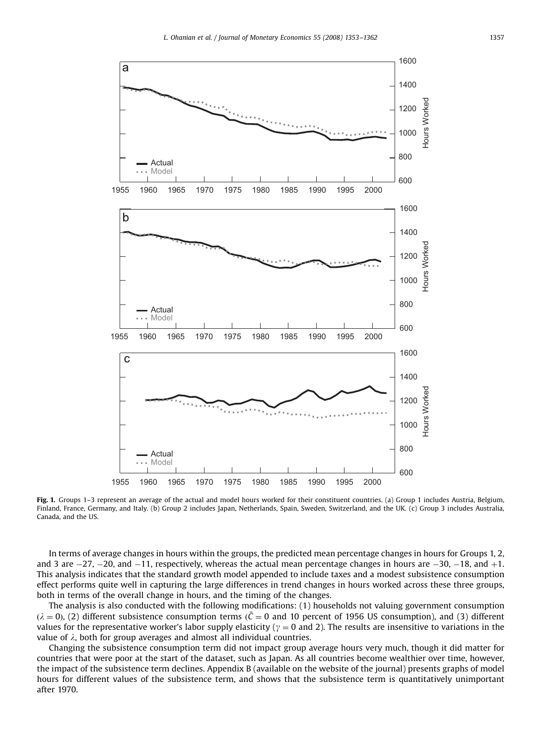**Fig. 1.** Groups 1–3 represent an average of the actual and model hours worked for their constituent countries. (a) Group 1 includes Austria, Belgium, Finland, France, Germany, and Italy. (b) Group 2 includes Japan, Netherlands, Spain, Sweden, Switzerland, and the UK. (c) Group 3 includes Australia, Canada, and the US.

In terms of average changes in hours within the groups, the predicted mean percentage changes in hours for Groups 1, 2, and 3 are −27, −20, and −11, respectively, whereas the actual mean percentage changes in hours are −30, −18, and +1. This analysis indicates that the standard growth model appended to include taxes and a modest subsistence consumption effect performs quite well in capturing the large differences in trend changes in hours worked across these three groups, both in terms of the overall change in hours, and the timing of the changes.

The analysis is also conducted with the following modifications: (1) households not valuing government consumption ($\lambda = 0$), (2) different subsistence consumption terms ($\bar{C} = 0$ and 10 percent of 1956 US consumption), and (3) different values for the representative worker's labor supply elasticity ($\gamma = 0$ and 2). The results are insensitive to variations in the value of $\lambda$, both for group averages and almost all individual countries.

Changing the subsistence consumption term did not impact group average hours very much, though it did matter for countries that were poor at the start of the dataset, such as Japan. As all countries become wealthier over time, however, the impact of the subsistence term declines. Appendix B (available on the website of the journal) presents graphs of model hours for different values of the subsistence term, and shows that the subsistence term is quantitatively unimportant after 1970.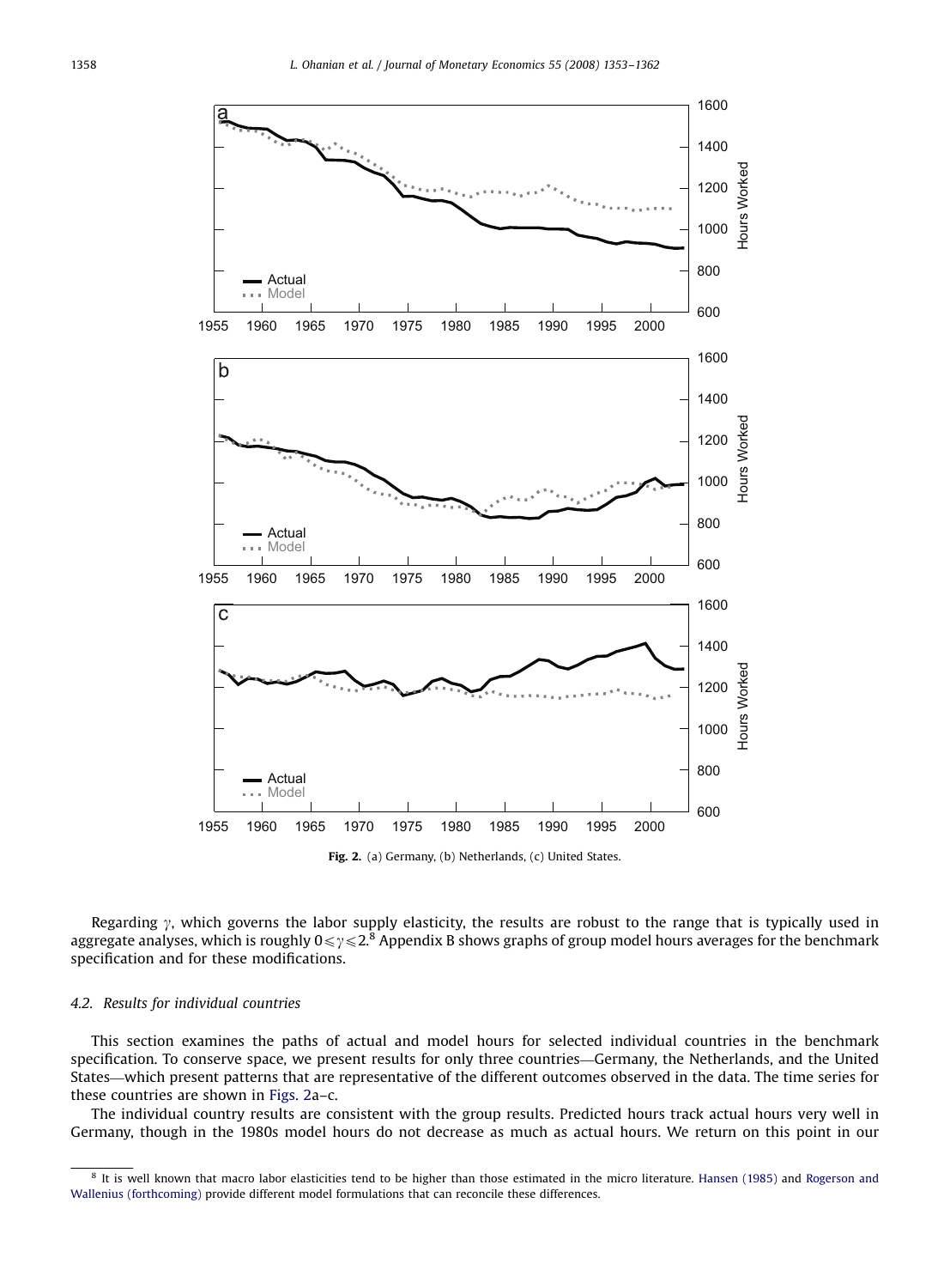**Fig. 2.** (a) Germany, (b) Netherlands, (c) United States.

Regarding $\gamma$, which governs the labor supply elasticity, the results are robust to the range that is typically used in aggregate analyses, which is roughly $0 \leqslant \gamma \leqslant 2$.[8] Appendix B shows graphs of group model hours averages for the benchmark specification and for these modifications.

### 4.2. Results for individual countries

This section examines the paths of actual and model hours for selected individual countries in the benchmark specification. To conserve space, we present results for only three countries—Germany, the Netherlands, and the United States—which present patterns that are representative of the different outcomes observed in the data. The time series for these countries are shown in Figs. 2a–c.

The individual country results are consistent with the group results. Predicted hours track actual hours very well in Germany, though in the 1980s model hours do not decrease as much as actual hours. We return on this point in our

[8] It is well known that macro labor elasticities tend to be higher than those estimated in the micro literature. Hansen (1985) and Rogerson and Wallenius (forthcoming) provide different model formulations that can reconcile these differences.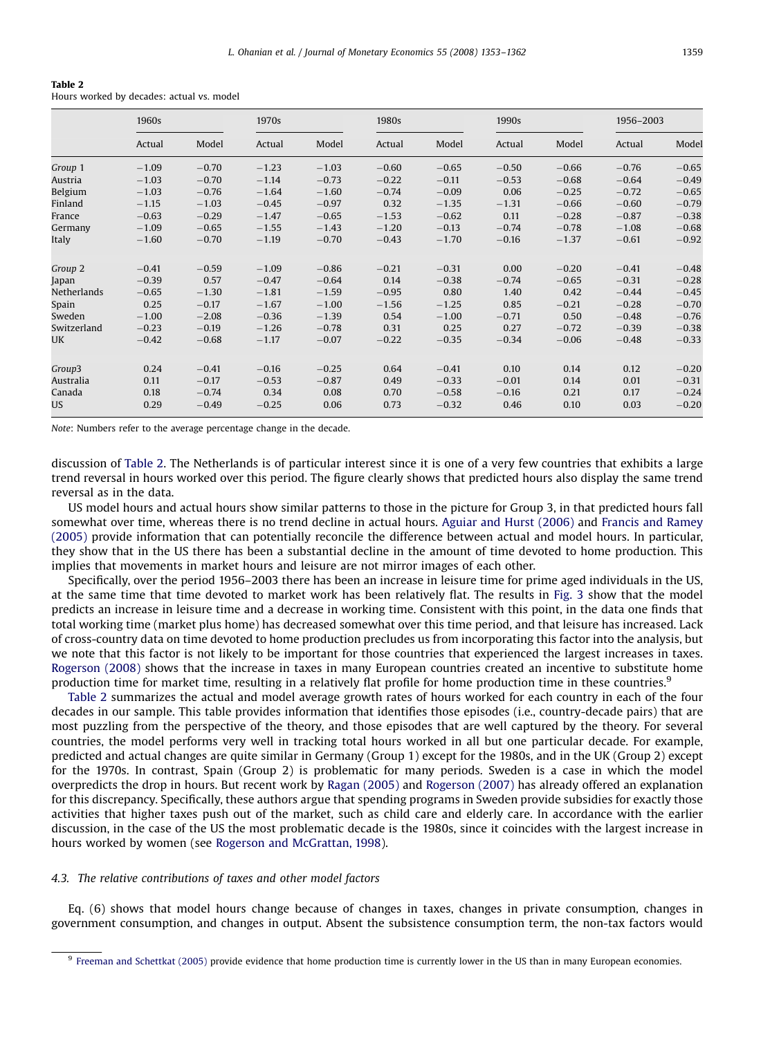**Table 2**
Hours worked by decades: actual vs. model

| | 1960s | | 1970s | | 1980s | | 1990s | | 1956–2003 | |
|---|---|---|---|---|---|---|---|---|---|---|
| | Actual | Model | Actual | Model | Actual | Model | Actual | Model | Actual | Model |
| *Group 1* | −1.09 | −0.70 | −1.23 | −1.03 | −0.60 | −0.65 | −0.50 | −0.66 | −0.76 | −0.65 |
| Austria | −1.03 | −0.70 | −1.14 | −0.73 | −0.22 | −0.11 | −0.53 | −0.68 | −0.64 | −0.49 |
| Belgium | −1.03 | −0.76 | −1.64 | −1.60 | −0.74 | −0.09 | 0.06 | −0.25 | −0.72 | −0.65 |
| Finland | −1.15 | −1.03 | −0.45 | −0.97 | 0.32 | −1.35 | −1.31 | −0.66 | −0.60 | −0.79 |
| France | −0.63 | −0.29 | −1.47 | −0.65 | −1.53 | −0.62 | 0.11 | −0.28 | −0.87 | −0.38 |
| Germany | −1.09 | −0.65 | −1.55 | −1.43 | −1.20 | −0.13 | −0.74 | −0.78 | −1.08 | −0.68 |
| Italy | −1.60 | −0.70 | −1.19 | −0.70 | −0.43 | −1.70 | −0.16 | −1.37 | −0.61 | −0.92 |
| | | | | | | | | | | |
| *Group 2* | −0.41 | −0.59 | −1.09 | −0.86 | −0.21 | −0.31 | 0.00 | −0.20 | −0.41 | −0.48 |
| Japan | −0.39 | 0.57 | −0.47 | −0.64 | 0.14 | −0.38 | −0.74 | −0.65 | −0.31 | −0.28 |
| Netherlands | −0.65 | −1.30 | −1.81 | −1.59 | −0.95 | 0.80 | 1.40 | 0.42 | −0.44 | −0.45 |
| Spain | 0.25 | −0.17 | −1.67 | −1.00 | −1.56 | −1.25 | 0.85 | −0.21 | −0.28 | −0.70 |
| Sweden | −1.00 | −2.08 | −0.36 | −1.39 | 0.54 | −1.00 | −0.71 | 0.50 | −0.48 | −0.76 |
| Switzerland | −0.23 | −0.19 | −1.26 | −0.78 | 0.31 | 0.25 | 0.27 | −0.72 | −0.39 | −0.38 |
| UK | −0.42 | −0.68 | −1.17 | −0.07 | −0.22 | −0.35 | −0.34 | −0.06 | −0.48 | −0.33 |
| | | | | | | | | | | |
| *Group3* | 0.24 | −0.41 | −0.16 | −0.25 | 0.64 | −0.41 | 0.10 | 0.14 | 0.12 | −0.20 |
| Australia | 0.11 | −0.17 | −0.53 | −0.87 | 0.49 | −0.33 | −0.01 | 0.14 | 0.01 | −0.31 |
| Canada | 0.18 | −0.74 | 0.34 | 0.08 | 0.70 | −0.58 | −0.16 | 0.21 | 0.17 | −0.24 |
| US | 0.29 | −0.49 | −0.25 | 0.06 | 0.73 | −0.32 | 0.46 | 0.10 | 0.03 | −0.20 |

*Note*: Numbers refer to the average percentage change in the decade.

discussion of Table 2. The Netherlands is of particular interest since it is one of a very few countries that exhibits a large trend reversal in hours worked over this period. The figure clearly shows that predicted hours also display the same trend reversal as in the data.

US model hours and actual hours show similar patterns to those in the picture for Group 3, in that predicted hours fall somewhat over time, whereas there is no trend decline in actual hours. Aguiar and Hurst (2006) and Francis and Ramey (2005) provide information that can potentially reconcile the difference between actual and model hours. In particular, they show that in the US there has been a substantial decline in the amount of time devoted to home production. This implies that movements in market hours and leisure are not mirror images of each other.

Specifically, over the period 1956–2003 there has been an increase in leisure time for prime aged individuals in the US, at the same time that time devoted to market work has been relatively flat. The results in Fig. 3 show that the model predicts an increase in leisure time and a decrease in working time. Consistent with this point, in the data one finds that total working time (market plus home) has decreased somewhat over this time period, and that leisure has increased. Lack of cross-country data on time devoted to home production precludes us from incorporating this factor into the analysis, but we note that this factor is not likely to be important for those countries that experienced the largest increases in taxes. Rogerson (2008) shows that the increase in taxes in many European countries created an incentive to substitute home production time for market time, resulting in a relatively flat profile for home production time in these countries.[9]

Table 2 summarizes the actual and model average growth rates of hours worked for each country in each of the four decades in our sample. This table provides information that identifies those episodes (i.e., country-decade pairs) that are most puzzling from the perspective of the theory, and those episodes that are well captured by the theory. For several countries, the model performs very well in tracking total hours worked in all but one particular decade. For example, predicted and actual changes are quite similar in Germany (Group 1) except for the 1980s, and in the UK (Group 2) except for the 1970s. In contrast, Spain (Group 2) is problematic for many periods. Sweden is a case in which the model overpredicts the drop in hours. But recent work by Ragan (2005) and Rogerson (2007) has already offered an explanation for this discrepancy. Specifically, these authors argue that spending programs in Sweden provide subsidies for exactly those activities that higher taxes push out of the market, such as child care and elderly care. In accordance with the earlier discussion, in the case of the US the most problematic decade is the 1980s, since it coincides with the largest increase in hours worked by women (see Rogerson and McGrattan, 1998).

### 4.3. The relative contributions of taxes and other model factors

Eq. (6) shows that model hours change because of changes in taxes, changes in private consumption, changes in government consumption, and changes in output. Absent the subsistence consumption term, the non-tax factors would

[9] Freeman and Schettkat (2005) provide evidence that home production time is currently lower in the US than in many European economies.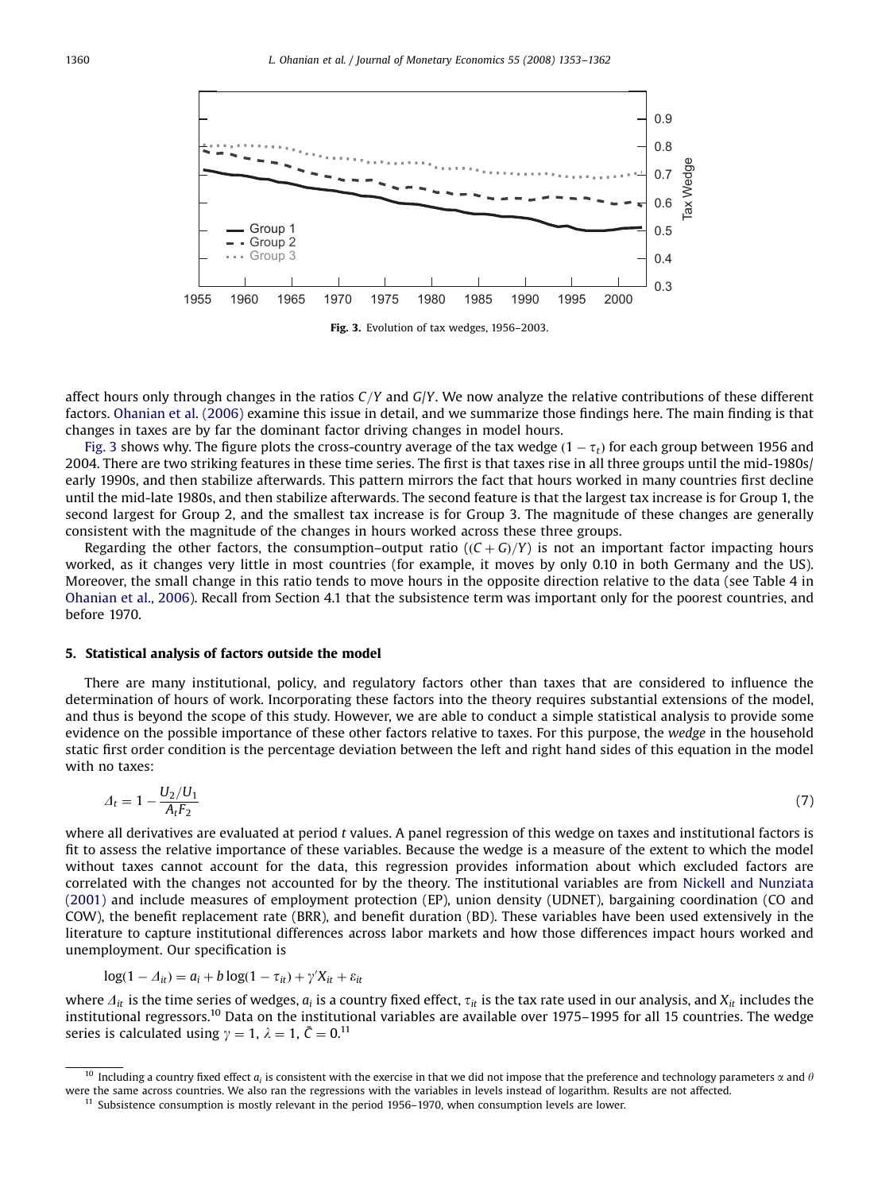**Fig. 3.** Evolution of tax wedges, 1956–2003.

affect hours only through changes in the ratios $C/Y$ and $G/Y$. We now analyze the relative contributions of these different factors. Ohanian et al. (2006) examine this issue in detail, and we summarize those findings here. The main finding is that changes in taxes are by far the dominant factor driving changes in model hours.

Fig. 3 shows why. The figure plots the cross-country average of the tax wedge $(1-\tau_t)$ for each group between 1956 and 2004. There are two striking features in these time series. The first is that taxes rise in all three groups until the mid-1980s/early 1990s, and then stabilize afterwards. This pattern mirrors the fact that hours worked in many countries first decline until the mid-late 1980s, and then stabilize afterwards. The second feature is that the largest tax increase is for Group 1, the second largest for Group 2, and the smallest tax increase is for Group 3. The magnitude of these changes are generally consistent with the magnitude of the changes in hours worked across these three groups.

Regarding the other factors, the consumption–output ratio $((C+G)/Y)$ is not an important factor impacting hours worked, as it changes very little in most countries (for example, it moves by only 0.10 in both Germany and the US). Moreover, the small change in this ratio tends to move hours in the opposite direction relative to the data (see Table 4 in Ohanian et al., 2006). Recall from Section 4.1 that the subsistence term was important only for the poorest countries, and before 1970.

## 5. Statistical analysis of factors outside the model

There are many institutional, policy, and regulatory factors other than taxes that are considered to influence the determination of hours of work. Incorporating these factors into the theory requires substantial extensions of the model, and thus is beyond the scope of this study. However, we are able to conduct a simple statistical analysis to provide some evidence on the possible importance of these other factors relative to taxes. For this purpose, the *wedge* in the household static first order condition is the percentage deviation between the left and right hand sides of this equation in the model with no taxes:

$$\Delta_t = 1 - \frac{U_2/U_1}{A_t F_2} \tag{7}$$

where all derivatives are evaluated at period $t$ values. A panel regression of this wedge on taxes and institutional factors is fit to assess the relative importance of these variables. Because the wedge is a measure of the extent to which the model without taxes cannot account for the data, this regression provides information about which excluded factors are correlated with the changes not accounted for by the theory. The institutional variables are from Nickell and Nunziata (2001) and include measures of employment protection (EP), union density (UDNET), bargaining coordination (CO and COW), the benefit replacement rate (BRR), and benefit duration (BD). These variables have been used extensively in the literature to capture institutional differences across labor markets and how those differences impact hours worked and unemployment. Our specification is

$$\log(1-\Delta_{it}) = a_i + b\log(1-\tau_{it}) + \gamma' X_{it} + \varepsilon_{it}$$

where $\Delta_{it}$ is the time series of wedges, $a_i$ is a country fixed effect, $\tau_{it}$ is the tax rate used in our analysis, and $X_{it}$ includes the institutional regressors.[10] Data on the institutional variables are available over 1975–1995 for all 15 countries. The wedge series is calculated using $\gamma = 1$, $\lambda = 1$, $\bar{C} = 0$.[11]

[10] Including a country fixed effect $a_i$ is consistent with the exercise in that we did not impose that the preference and technology parameters $\alpha$ and $\theta$ were the same across countries. We also ran the regressions with the variables in levels instead of logarithm. Results are not affected.

[11] Subsistence consumption is mostly relevant in the period 1956–1970, when consumption levels are lower.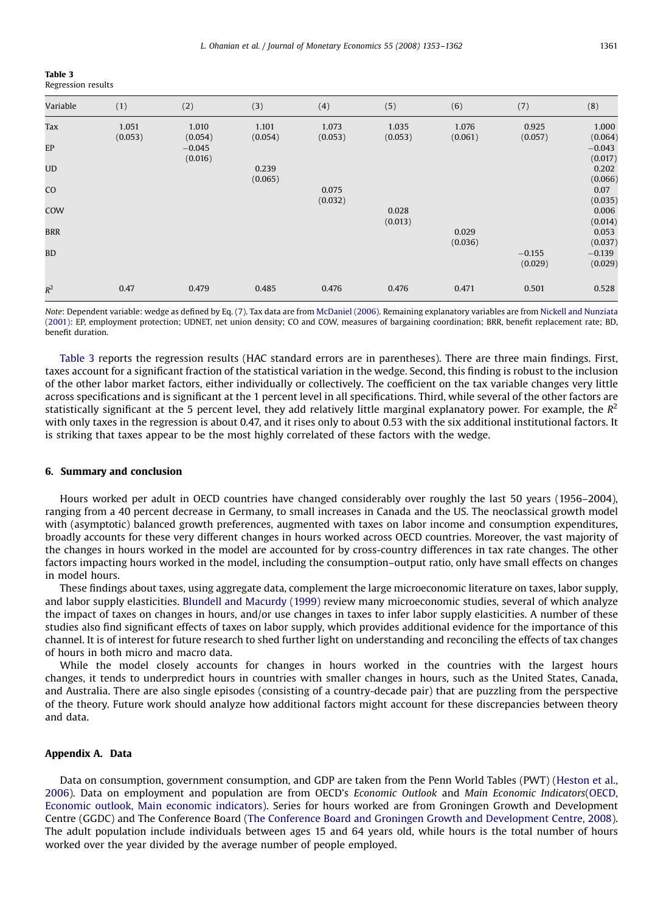**Table 3**
Regression results

| Variable | (1) | (2) | (3) | (4) | (5) | (6) | (7) | (8) |
|---|---|---|---|---|---|---|---|---|
| Tax | 1.051 (0.053) | 1.010 (0.054) | 1.101 (0.054) | 1.073 (0.053) | 1.035 (0.053) | 1.076 (0.061) | 0.925 (0.057) | 1.000 (0.064) |
| EP | | −0.045 (0.016) | | | | | | −0.043 (0.017) |
| UD | | | 0.239 (0.065) | | | | | 0.202 (0.066) |
| CO | | | | 0.075 (0.032) | | | | 0.07 (0.035) |
| COW | | | | | 0.028 (0.013) | | | 0.006 (0.014) |
| BRR | | | | | | 0.029 (0.036) | | 0.053 (0.037) |
| BD | | | | | | | −0.155 (0.029) | −0.139 (0.029) |
| $R^2$ | 0.47 | 0.479 | 0.485 | 0.476 | 0.476 | 0.471 | 0.501 | 0.528 |

*Note*: Dependent variable: wedge as defined by Eq. (7). Tax data are from McDaniel (2006). Remaining explanatory variables are from Nickell and Nunziata (2001): EP, employment protection; UDNET, net union density; CO and COW, measures of bargaining coordination; BRR, benefit replacement rate; BD, benefit duration.

Table 3 reports the regression results (HAC standard errors are in parentheses). There are three main findings. First, taxes account for a significant fraction of the statistical variation in the wedge. Second, this finding is robust to the inclusion of the other labor market factors, either individually or collectively. The coefficient on the tax variable changes very little across specifications and is significant at the 1 percent level in all specifications. Third, while several of the other factors are statistically significant at the 5 percent level, they add relatively little marginal explanatory power. For example, the $R^2$ with only taxes in the regression is about 0.47, and it rises only to about 0.53 with the six additional institutional factors. It is striking that taxes appear to be the most highly correlated of these factors with the wedge.

## 6. Summary and conclusion

Hours worked per adult in OECD countries have changed considerably over roughly the last 50 years (1956–2004), ranging from a 40 percent decrease in Germany, to small increases in Canada and the US. The neoclassical growth model with (asymptotic) balanced growth preferences, augmented with taxes on labor income and consumption expenditures, broadly accounts for these very different changes in hours worked across OECD countries. Moreover, the vast majority of the changes in hours worked in the model are accounted for by cross-country differences in tax rate changes. The other factors impacting hours worked in the model, including the consumption–output ratio, only have small effects on changes in model hours.

These findings about taxes, using aggregate data, complement the large microeconomic literature on taxes, labor supply, and labor supply elasticities. Blundell and Macurdy (1999) review many microeconomic studies, several of which analyze the impact of taxes on changes in hours, and/or use changes in taxes to infer labor supply elasticities. A number of these studies also find significant effects of taxes on labor supply, which provides additional evidence for the importance of this channel. It is of interest for future research to shed further light on understanding and reconciling the effects of tax changes of hours in both micro and macro data.

While the model closely accounts for changes in hours worked in the countries with the largest hours changes, it tends to underpredict hours in countries with smaller changes in hours, such as the United States, Canada, and Australia. There are also single episodes (consisting of a country-decade pair) that are puzzling from the perspective of the theory. Future work should analyze how additional factors might account for these discrepancies between theory and data.

## Appendix A. Data

Data on consumption, government consumption, and GDP are taken from the Penn World Tables (PWT) (Heston et al., 2006). Data on employment and population are from OECD's *Economic Outlook* and *Main Economic Indicators*(OECD, Economic outlook, Main economic indicators). Series for hours worked are from Groningen Growth and Development Centre (GGDC) and The Conference Board (The Conference Board and Groningen Growth and Development Centre, 2008). The adult population include individuals between ages 15 and 64 years old, while hours is the total number of hours worked over the year divided by the average number of people employed.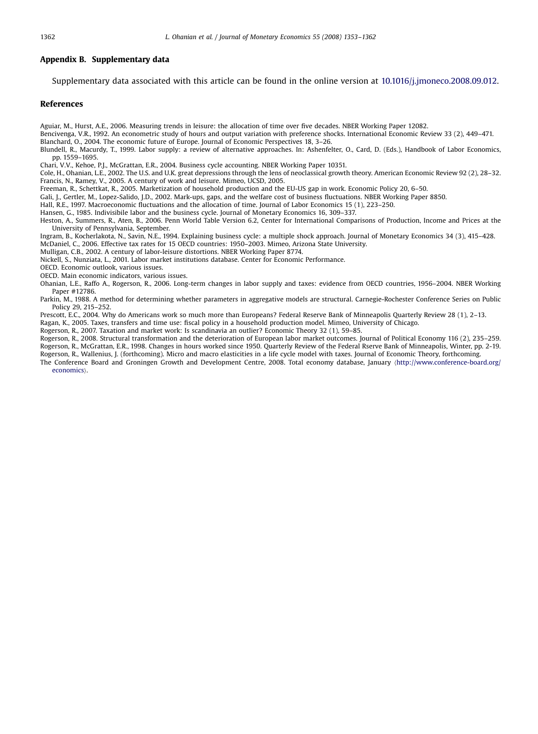## Appendix B. Supplementary data

Supplementary data associated with this article can be found in the online version at 10.1016/j.jmoneco.2008.09.012.

## References

Aguiar, M., Hurst, A.E., 2006. Measuring trends in leisure: the allocation of time over five decades. NBER Working Paper 12082.

Bencivenga, V.R., 1992. An econometric study of hours and output variation with preference shocks. International Economic Review 33 (2), 449–471.

Blanchard, O., 2004. The economic future of Europe. Journal of Economic Perspectives 18, 3–26.

Blundell, R., Macurdy, T., 1999. Labor supply: a review of alternative approaches. In: Ashenfelter, O., Card, D. (Eds.), Handbook of Labor Economics, pp. 1559–1695.

Chari, V.V., Kehoe, P.J., McGrattan, E.R., 2004. Business cycle accounting. NBER Working Paper 10351.

Cole, H., Ohanian, L.E., 2002. The U.S. and U.K. great depressions through the lens of neoclassical growth theory. American Economic Review 92 (2), 28–32.

Francis, N., Ramey, V., 2005. A century of work and leisure. Mimeo, UCSD, 2005.

Freeman, R., Schettkat, R., 2005. Marketization of household production and the EU-US gap in work. Economic Policy 20, 6–50.

Gali, J., Gertler, M., Lopez-Salido, J.D., 2002. Mark-ups, gaps, and the welfare cost of business fluctuations. NBER Working Paper 8850.

Hall, R.E., 1997. Macroeconomic fluctuations and the allocation of time. Journal of Labor Economics 15 (1), 223–250.

Hansen, G., 1985. Indivisibile labor and the business cycle. Journal of Monetary Economics 16, 309–337.

Heston, A., Summers, R., Aten, B., 2006. Penn World Table Version 6.2, Center for International Comparisons of Production, Income and Prices at the University of Pennsylvania, September.

Ingram, B., Kocherlakota, N., Savin, N.E., 1994. Explaining business cycle: a multiple shock approach. Journal of Monetary Economics 34 (3), 415–428.

McDaniel, C., 2006. Effective tax rates for 15 OECD countries: 1950–2003. Mimeo, Arizona State University.

Mulligan, C.B., 2002. A century of labor-leisure distortions. NBER Working Paper 8774.

Nickell, S., Nunziata, L., 2001. Labor market institutions database. Center for Economic Performance.

OECD. Economic outlook, various issues.

OECD. Main economic indicators, various issues.

Ohanian, L.E., Raffo A., Rogerson, R., 2006. Long-term changes in labor supply and taxes: evidence from OECD countries, 1956–2004. NBER Working Paper #12786.

Parkin, M., 1988. A method for determining whether parameters in aggregative models are structural. Carnegie-Rochester Conference Series on Public Policy 29, 215–252.

Prescott, E.C., 2004. Why do Americans work so much more than Europeans? Federal Reserve Bank of Minneapolis Quarterly Review 28 (1), 2–13.

Ragan, K., 2005. Taxes, transfers and time use: fiscal policy in a household production model. Mimeo, University of Chicago.

Rogerson, R., 2007. Taxation and market work: Is scandinavia an outlier? Economic Theory 32 (1), 59–85.

Rogerson, R., 2008. Structural transformation and the deterioration of European labor market outcomes. Journal of Political Economy 116 (2), 235–259.

Rogerson, R., McGrattan, E.R., 1998. Changes in hours worked since 1950. Quarterly Review of the Federal Rserve Bank of Minneapolis, Winter, pp. 2-19.

Rogerson, R., Wallenius, J. (forthcoming). Micro and macro elasticities in a life cycle model with taxes. Journal of Economic Theory, forthcoming.

The Conference Board and Groningen Growth and Development Centre, 2008. Total economy database, January ⟨http://www.conference-board.org/economics⟩.